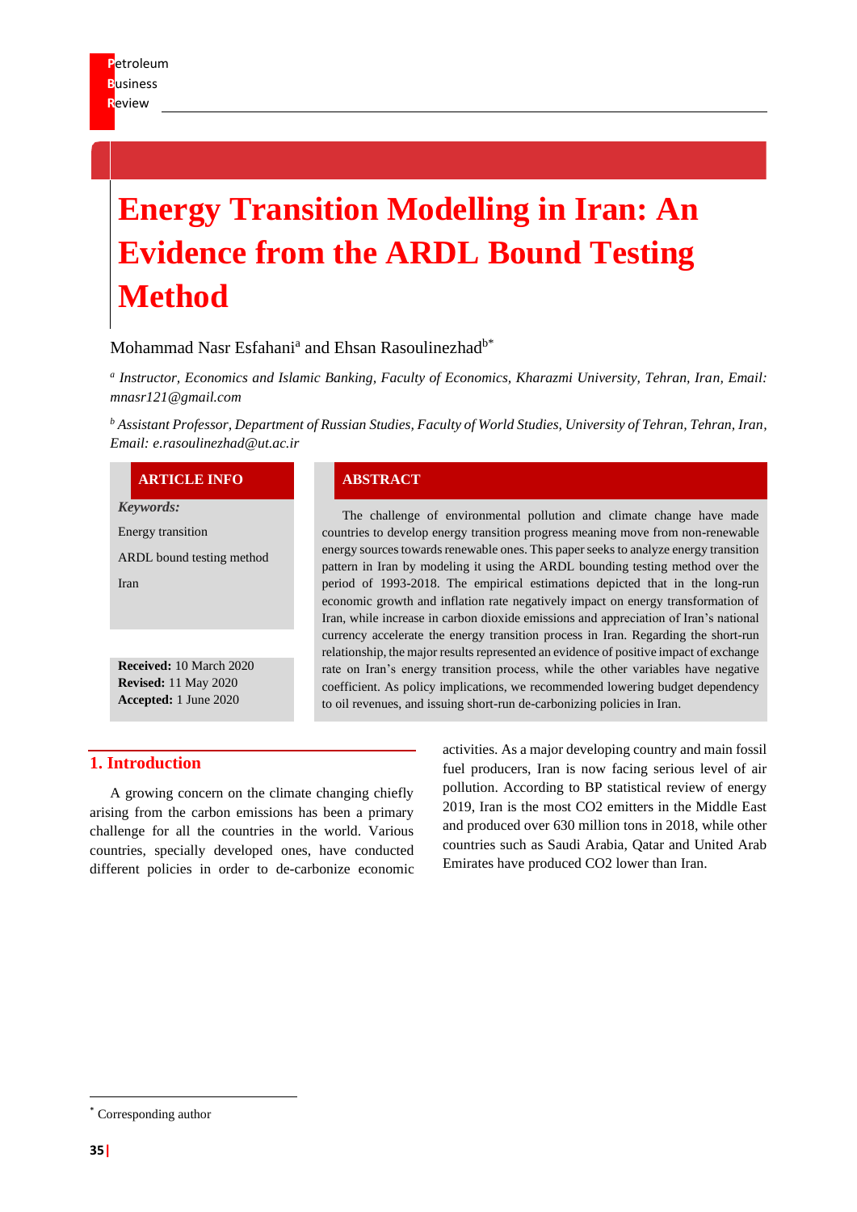# Energy Transition Modelling in Iran: An Evidence from the ARDL Bound Testing Method

Mohammad Nasr Esfahani[a] and Ehsan Rasoulinezhad[b*]

[a] *Instructor, Economics and Islamic Banking, Faculty of Economics, Kharazmi University, Tehran, Iran, Email: mnasr121@gmail.com*

[b] *Assistant Professor, Department of Russian Studies, Faculty of World Studies, University of Tehran, Tehran, Iran, Email: e.rasoulinezhad@ut.ac.ir*

## ARTICLE INFO

***Keywords:***

Energy transition

ARDL bound testing method

Iran

**Received:** 10 March 2020
**Revised:** 11 May 2020
**Accepted:** 1 June 2020

## ABSTRACT

The challenge of environmental pollution and climate change have made countries to develop energy transition progress meaning move from non-renewable energy sources towards renewable ones. This paper seeks to analyze energy transition pattern in Iran by modeling it using the ARDL bounding testing method over the period of 1993-2018. The empirical estimations depicted that in the long-run economic growth and inflation rate negatively impact on energy transformation of Iran, while increase in carbon dioxide emissions and appreciation of Iran's national currency accelerate the energy transition process in Iran. Regarding the short-run relationship, the major results represented an evidence of positive impact of exchange rate on Iran's energy transition process, while the other variables have negative coefficient. As policy implications, we recommended lowering budget dependency to oil revenues, and issuing short-run de-carbonizing policies in Iran.

## 1. Introduction

A growing concern on the climate changing chiefly arising from the carbon emissions has been a primary challenge for all the countries in the world. Various countries, specially developed ones, have conducted different policies in order to de-carbonize economic activities. As a major developing country and main fossil fuel producers, Iran is now facing serious level of air pollution. According to BP statistical review of energy 2019, Iran is the most CO2 emitters in the Middle East and produced over 630 million tons in 2018, while other countries such as Saudi Arabia, Qatar and United Arab Emirates have produced CO2 lower than Iran.

* Corresponding author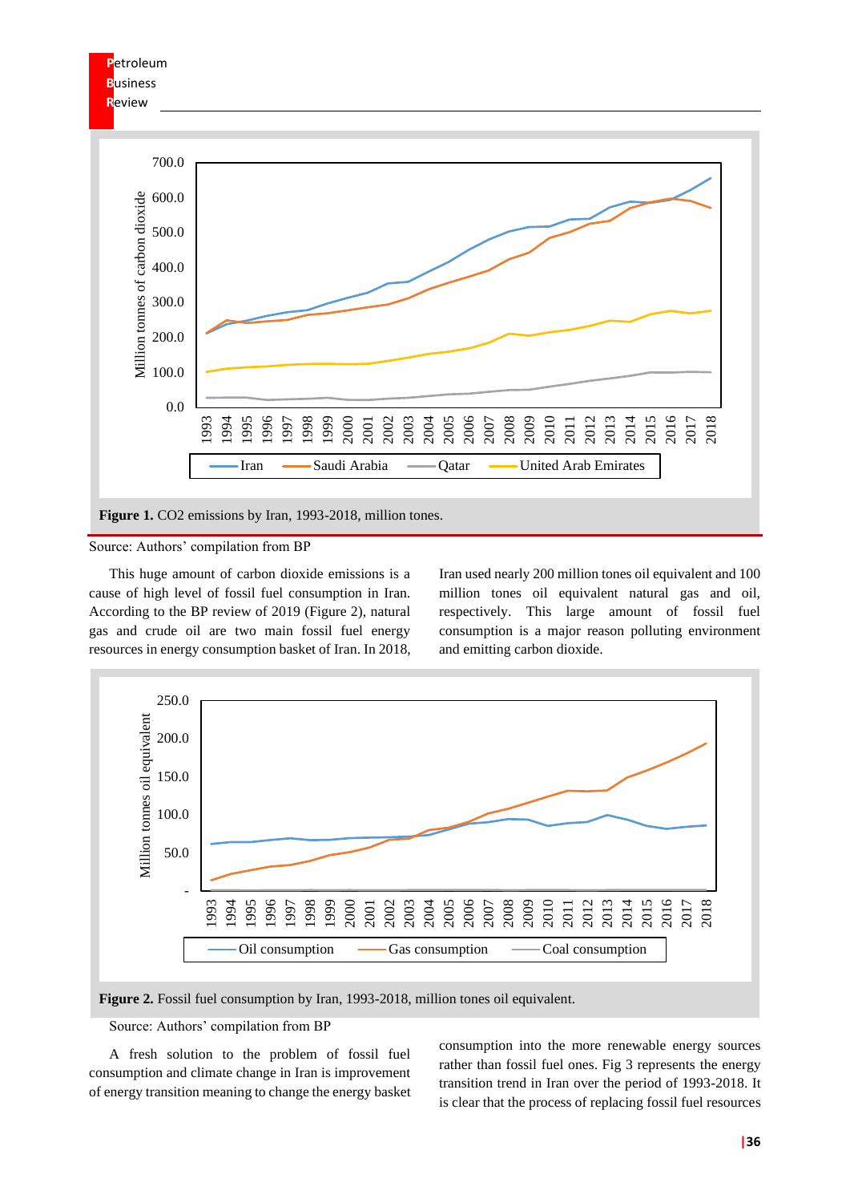700.0
600.0
500.0
400.0
300.0
200.0
100.0
0.0

Million tonnes of carbon dioxide

1993 1994 1995 1996 1997 1998 1999 2000 2001 2002 2003 2004 2005 2006 2007 2008 2009 2010 2011 2012 2013 2014 2015 2016 2017 2018

Iran Saudi Arabia Qatar United Arab Emirates

**Figure 1.** CO2 emissions by Iran, 1993-2018, million tones.

Source: Authors' compilation from BP

This huge amount of carbon dioxide emissions is a cause of high level of fossil fuel consumption in Iran. According to the BP review of 2019 (Figure 2), natural gas and crude oil are two main fossil fuel energy resources in energy consumption basket of Iran. In 2018, Iran used nearly 200 million tones oil equivalent and 100 million tones oil equivalent natural gas and oil, respectively. This large amount of fossil fuel consumption is a major reason polluting environment and emitting carbon dioxide.

250.0
200.0
150.0
100.0
50.0
-

Million tonnes oil equivalent

1993 1994 1995 1996 1997 1998 1999 2000 2001 2002 2003 2004 2005 2006 2007 2008 2009 2010 2011 2012 2013 2014 2015 2016 2017 2018

Oil consumption Gas consumption Coal consumption

**Figure 2.** Fossil fuel consumption by Iran, 1993-2018, million tones oil equivalent.

Source: Authors' compilation from BP

A fresh solution to the problem of fossil fuel consumption and climate change in Iran is improvement of energy transition meaning to change the energy basket consumption into the more renewable energy sources rather than fossil fuel ones. Fig 3 represents the energy transition trend in Iran over the period of 1993-2018. It is clear that the process of replacing fossil fuel resources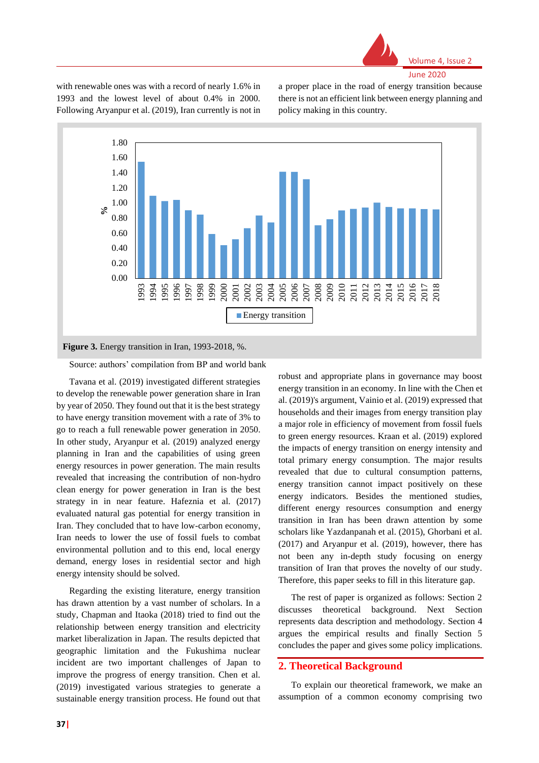with renewable ones was with a record of nearly 1.6% in 1993 and the lowest level of about 0.4% in 2000. Following Aryanpur et al. (2019), Iran currently is not in a proper place in the road of energy transition because there is not an efficient link between energy planning and policy making in this country.

1.80
1.60
1.40
1.20
1.00
0.80
0.60
0.40
0.20
0.00

%

1993 1994 1995 1996 1997 1998 1999 2000 2001 2002 2003 2004 2005 2006 2007 2008 2009 2010 2011 2012 2013 2014 2015 2016 2017 2018

Energy transition

**Figure 3.** Energy transition in Iran, 1993-2018, %.

Source: authors' compilation from BP and world bank

Tavana et al. (2019) investigated different strategies to develop the renewable power generation share in Iran by year of 2050. They found out that it is the best strategy to have energy transition movement with a rate of 3% to go to reach a full renewable power generation in 2050. In other study, Aryanpur et al. (2019) analyzed energy planning in Iran and the capabilities of using green energy resources in power generation. The main results revealed that increasing the contribution of non-hydro clean energy for power generation in Iran is the best strategy in in near feature. Hafeznia et al. (2017) evaluated natural gas potential for energy transition in Iran. They concluded that to have low-carbon economy, Iran needs to lower the use of fossil fuels to combat environmental pollution and to this end, local energy demand, energy loses in residential sector and high energy intensity should be solved.

Regarding the existing literature, energy transition has drawn attention by a vast number of scholars. In a study, Chapman and Itaoka (2018) tried to find out the relationship between energy transition and electricity market liberalization in Japan. The results depicted that geographic limitation and the Fukushima nuclear incident are two important challenges of Japan to improve the progress of energy transition. Chen et al. (2019) investigated various strategies to generate a sustainable energy transition process. He found out that robust and appropriate plans in governance may boost energy transition in an economy. In line with the Chen et al. (2019)'s argument, Vainio et al. (2019) expressed that households and their images from energy transition play a major role in efficiency of movement from fossil fuels to green energy resources. Kraan et al. (2019) explored the impacts of energy transition on energy intensity and total primary energy consumption. The major results revealed that due to cultural consumption patterns, energy transition cannot impact positively on these energy indicators. Besides the mentioned studies, different energy resources consumption and energy transition in Iran has been drawn attention by some scholars like Yazdanpanah et al. (2015), Ghorbani et al. (2017) and Aryanpur et al. (2019), however, there has not been any in-depth study focusing on energy transition of Iran that proves the novelty of our study. Therefore, this paper seeks to fill in this literature gap.

The rest of paper is organized as follows: Section 2 discusses theoretical background. Next Section represents data description and methodology. Section 4 argues the empirical results and finally Section 5 concludes the paper and gives some policy implications.

## 2. Theoretical Background

To explain our theoretical framework, we make an assumption of a common economy comprising two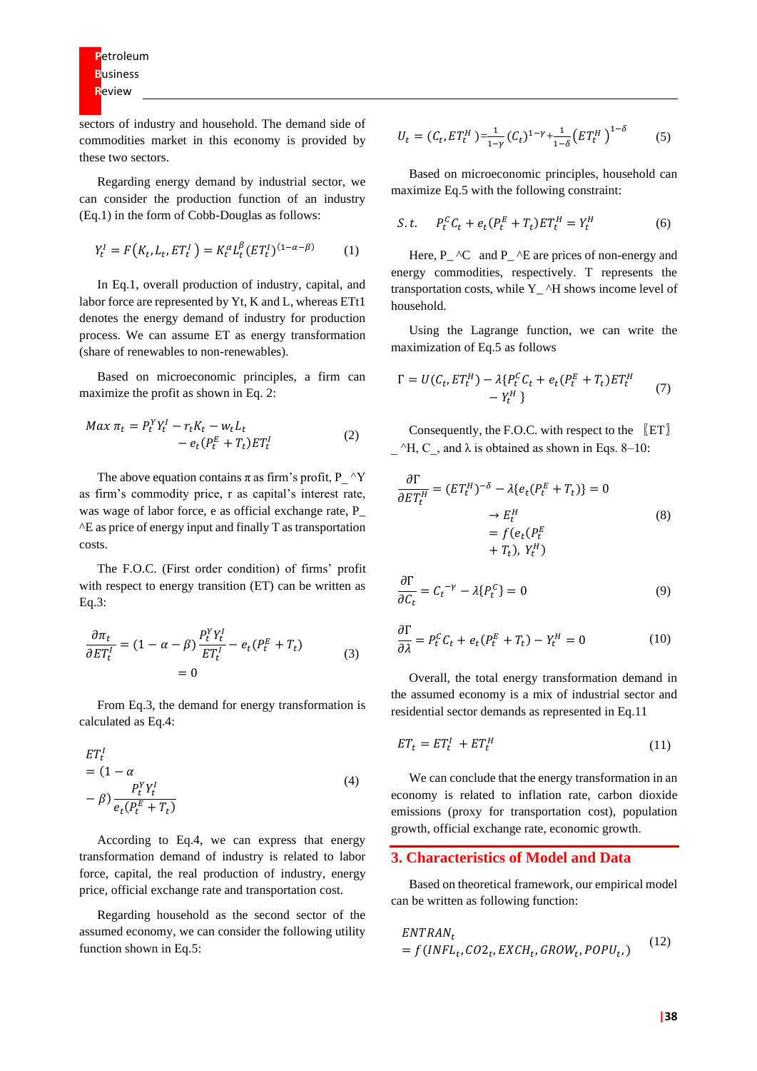sectors of industry and household. The demand side of commodities market in this economy is provided by these two sectors.

Regarding energy demand by industrial sector, we can consider the production function of an industry (Eq.1) in the form of Cobb-Douglas as follows:

$$Y_t^I = F\left(K_t, L_t, ET_t^I\right) = K_t^{\alpha} L_t^{\beta} \left(ET_t^I\right)^{(1-\alpha-\beta)} \quad (1)$$

In Eq.1, overall production of industry, capital, and labor force are represented by Yt, K and L, whereas ETt1 denotes the energy demand of industry for production process. We can assume ET as energy transformation (share of renewables to non-renewables).

Based on microeconomic principles, a firm can maximize the profit as shown in Eq. 2:

$$Max\ \pi_t = P_t^Y Y_t^I - r_t K_t - w_t L_t - e_t\left(P_t^E + T_t\right) ET_t^I \quad (2)$$

The above equation contains π as firm's profit, P_ ^Y as firm's commodity price, r as capital's interest rate, was wage of labor force, e as official exchange rate, P_ ^E as price of energy input and finally T as transportation costs.

The F.O.C. (First order condition) of firms' profit with respect to energy transition (ET) can be written as Eq.3:

$$\frac{\partial \pi_t}{\partial ET_t^I} = (1-\alpha-\beta)\frac{P_t^Y Y_t^I}{ET_t^I} - e_t\left(P_t^E + T_t\right) = 0 \quad (3)$$

From Eq.3, the demand for energy transformation is calculated as Eq.4:

$$ET_t^I = (1-\alpha-\beta)\frac{P_t^Y Y_t^I}{e_t\left(P_t^E + T_t\right)} \quad (4)$$

According to Eq.4, we can express that energy transformation demand of industry is related to labor force, capital, the real production of industry, energy price, official exchange rate and transportation cost.

Regarding household as the second sector of the assumed economy, we can consider the following utility function shown in Eq.5:

$$U_t = \left(C_t, ET_t^H\right) = \frac{1}{1-\gamma}\left(C_t\right)^{1-\gamma} + \frac{1}{1-\delta}\left(ET_t^H\right)^{1-\delta} \quad (5)$$

Based on microeconomic principles, household can maximize Eq.5 with the following constraint:

$$S.t. \quad P_t^C C_t + e_t\left(P_t^E + T_t\right) ET_t^H = Y_t^H \quad (6)$$

Here, P_ ^C and P_ ^E are prices of non-energy and energy commodities, respectively. T represents the transportation costs, while Y_ ^H shows income level of household.

Using the Lagrange function, we can write the maximization of Eq.5 as follows

$$\Gamma = U\left(C_t, ET_t^H\right) - \lambda\left\{P_t^C C_t + e_t\left(P_t^E + T_t\right) ET_t^H - Y_t^H\right\} \quad (7)$$

Consequently, the F.O.C. with respect to the 〖ET〗_ ^H, C_, and λ is obtained as shown in Eqs. 8–10:

$$\frac{\partial \Gamma}{\partial ET_t^H} = \left(ET_t^H\right)^{-\delta} - \lambda\left\{e_t\left(P_t^E + T_t\right)\right\} = 0 \rightarrow E_t^H = f\left(e_t\left(P_t^E + T_t\right), Y_t^H\right) \quad (8)$$

$$\frac{\partial \Gamma}{\partial C_t} = {C_t}^{-\gamma} - \lambda\left\{P_t^C\right\} = 0 \quad (9)$$

$$\frac{\partial \Gamma}{\partial \lambda} = P_t^C C_t + e_t\left(P_t^E + T_t\right) - Y_t^H = 0 \quad (10)$$

Overall, the total energy transformation demand in the assumed economy is a mix of industrial sector and residential sector demands as represented in Eq.11

$$ET_t = ET_t^I + ET_t^H \quad (11)$$

We can conclude that the energy transformation in an economy is related to inflation rate, carbon dioxide emissions (proxy for transportation cost), population growth, official exchange rate, economic growth.

## 3. Characteristics of Model and Data

Based on theoretical framework, our empirical model can be written as following function:

$$ENTRAN_t = f\left(INFL_t, CO2_t, EXCH_t, GROW_t, POPU_t,\right) \quad (12)$$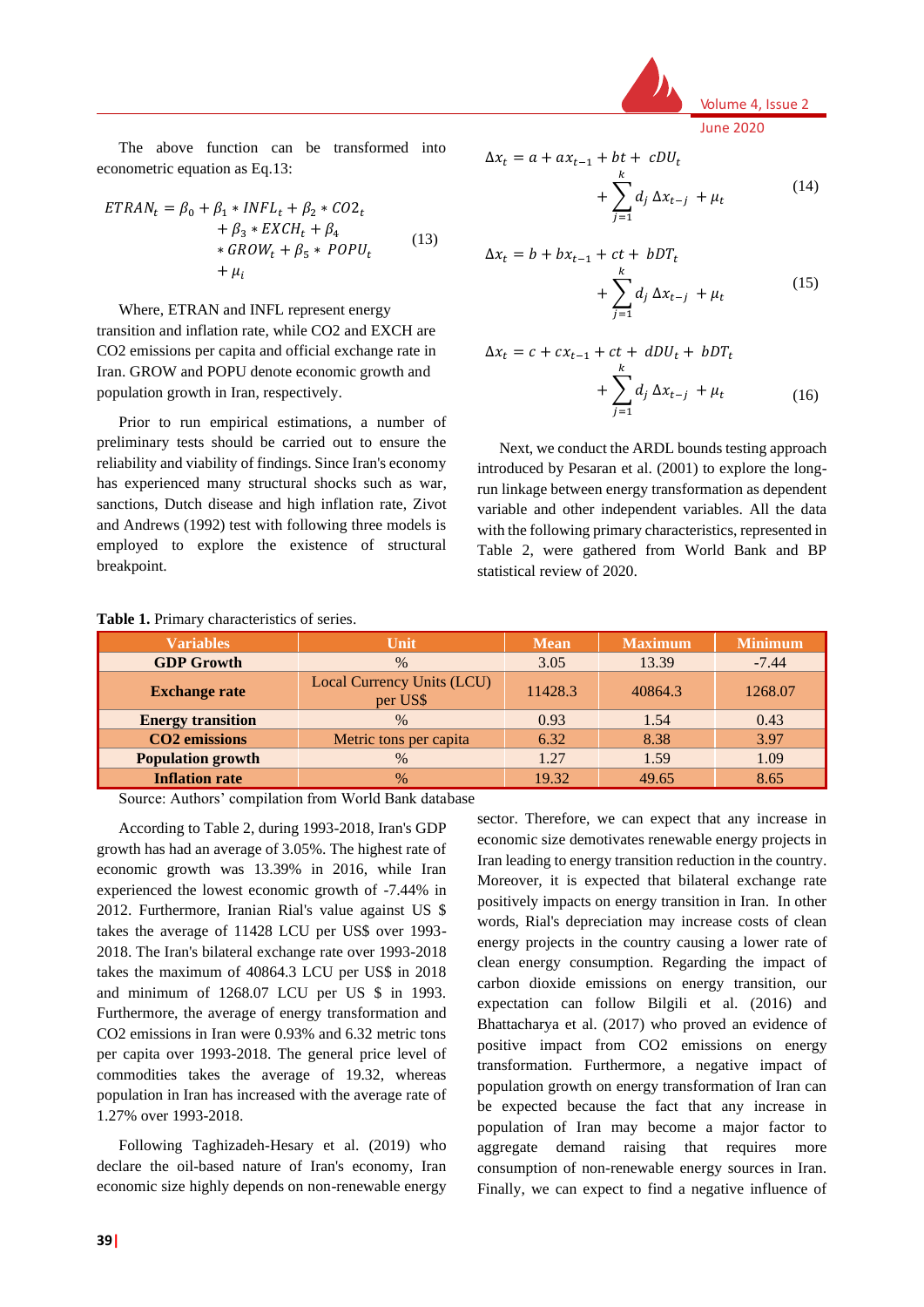The above function can be transformed into econometric equation as Eq.13:

$$ETRAN_t = \beta_0 + \beta_1 * INFL_t + \beta_2 * CO2_t + \beta_3 * EXCH_t + \beta_4 * GROW_t + \beta_5 * POPU_t + \mu_i \quad (13)$$

Where, ETRAN and INFL represent energy transition and inflation rate, while CO2 and EXCH are CO2 emissions per capita and official exchange rate in Iran. GROW and POPU denote economic growth and population growth in Iran, respectively.

Prior to run empirical estimations, a number of preliminary tests should be carried out to ensure the reliability and viability of findings. Since Iran's economy has experienced many structural shocks such as war, sanctions, Dutch disease and high inflation rate, Zivot and Andrews (1992) test with following three models is employed to explore the existence of structural breakpoint.

$$\Delta x_t = a + a x_{t-1} + bt + cDU_t + \sum_{j=1}^{k} d_j \, \Delta x_{t-j} + \mu_t \quad (14)$$

$$\Delta x_t = b + b x_{t-1} + ct + bDT_t + \sum_{j=1}^{k} d_j \, \Delta x_{t-j} + \mu_t \quad (15)$$

$$\Delta x_t = c + c x_{t-1} + ct + dDU_t + bDT_t + \sum_{j=1}^{k} d_j \, \Delta x_{t-j} + \mu_t \quad (16)$$

Next, we conduct the ARDL bounds testing approach introduced by Pesaran et al. (2001) to explore the long-run linkage between energy transformation as dependent variable and other independent variables. All the data with the following primary characteristics, represented in Table 2, were gathered from World Bank and BP statistical review of 2020.

**Table 1.** Primary characteristics of series.

| Variables | Unit | Mean | Maximum | Minimum |
|---|---|---|---|---|
| **GDP Growth** | % | 3.05 | 13.39 | -7.44 |
| **Exchange rate** | Local Currency Units (LCU) per US$ | 11428.3 | 40864.3 | 1268.07 |
| **Energy transition** | % | 0.93 | 1.54 | 0.43 |
| **CO2 emissions** | Metric tons per capita | 6.32 | 8.38 | 3.97 |
| **Population growth** | % | 1.27 | 1.59 | 1.09 |
| **Inflation rate** | % | 19.32 | 49.65 | 8.65 |

Source: Authors' compilation from World Bank database

According to Table 2, during 1993-2018, Iran's GDP growth has had an average of 3.05%. The highest rate of economic growth was 13.39% in 2016, while Iran experienced the lowest economic growth of -7.44% in 2012. Furthermore, Iranian Rial's value against US $ takes the average of 11428 LCU per US$ over 1993-2018. The Iran's bilateral exchange rate over 1993-2018 takes the maximum of 40864.3 LCU per US$ in 2018 and minimum of 1268.07 LCU per US $ in 1993. Furthermore, the average of energy transformation and CO2 emissions in Iran were 0.93% and 6.32 metric tons per capita over 1993-2018. The general price level of commodities takes the average of 19.32, whereas population in Iran has increased with the average rate of 1.27% over 1993-2018.

Following Taghizadeh-Hesary et al. (2019) who declare the oil-based nature of Iran's economy, Iran economic size highly depends on non-renewable energy sector. Therefore, we can expect that any increase in economic size demotivates renewable energy projects in Iran leading to energy transition reduction in the country. Moreover, it is expected that bilateral exchange rate positively impacts on energy transition in Iran. In other words, Rial's depreciation may increase costs of clean energy projects in the country causing a lower rate of clean energy consumption. Regarding the impact of carbon dioxide emissions on energy transition, our expectation can follow Bilgili et al. (2016) and Bhattacharya et al. (2017) who proved an evidence of positive impact from CO2 emissions on energy transformation. Furthermore, a negative impact of population growth on energy transformation of Iran can be expected because the fact that any increase in population of Iran may become a major factor to aggregate demand raising that requires more consumption of non-renewable energy sources in Iran. Finally, we can expect to find a negative influence of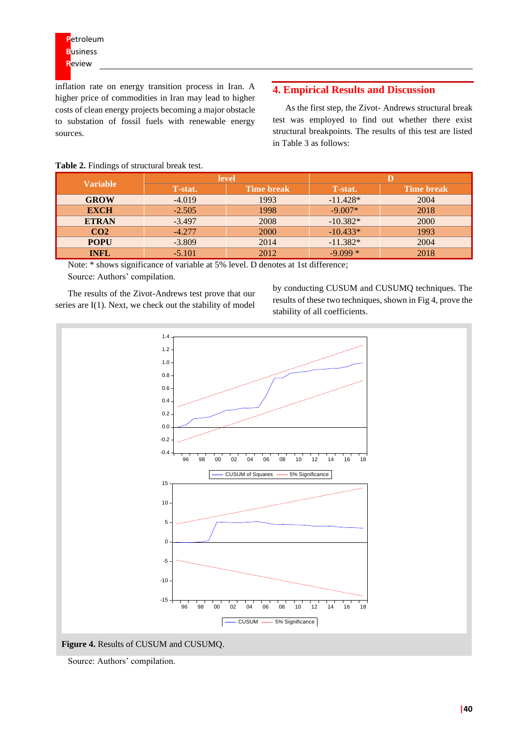inflation rate on energy transition process in Iran. A higher price of commodities in Iran may lead to higher costs of clean energy projects becoming a major obstacle to substation of fossil fuels with renewable energy sources.

## 4. Empirical Results and Discussion

As the first step, the Zivot- Andrews structural break test was employed to find out whether there exist structural breakpoints. The results of this test are listed in Table 3 as follows:

**Table 2.** Findings of structural break test.

| Variable | level | | D | |
|---|---|---|---|---|
| | T-stat. | Time break | T-stat. | Time break |
| **GROW** | -4.019 | 1993 | -11.428* | 2004 |
| **EXCH** | -2.505 | 1998 | -9.007* | 2018 |
| **ETRAN** | -3.497 | 2008 | -10.382* | 2000 |
| **CO2** | -4.277 | 2000 | -10.433* | 1993 |
| **POPU** | -3.809 | 2014 | -11.382* | 2004 |
| **INFL** | -5.101 | 2012 | -9.099 * | 2018 |

Note: * shows significance of variable at 5% level. D denotes at 1st difference;

Source: Authors' compilation.

The results of the Zivot-Andrews test prove that our series are I(1). Next, we check out the stability of model by conducting CUSUM and CUSUMQ techniques. The results of these two techniques, shown in Fig 4, prove the stability of all coefficients.

1.4
1.2
1.0
0.8
0.6
0.4
0.2
0.0
-0.2
-0.4
96 98 00 02 04 06 08 10 12 14 16 18
CUSUM of Squares ----- 5% Significance

15
10
5
0
-5
-10
-15
96 98 00 02 04 06 08 10 12 14 16 18
CUSUM ----- 5% Significance

**Figure 4.** Results of CUSUM and CUSUMQ.

Source: Authors' compilation.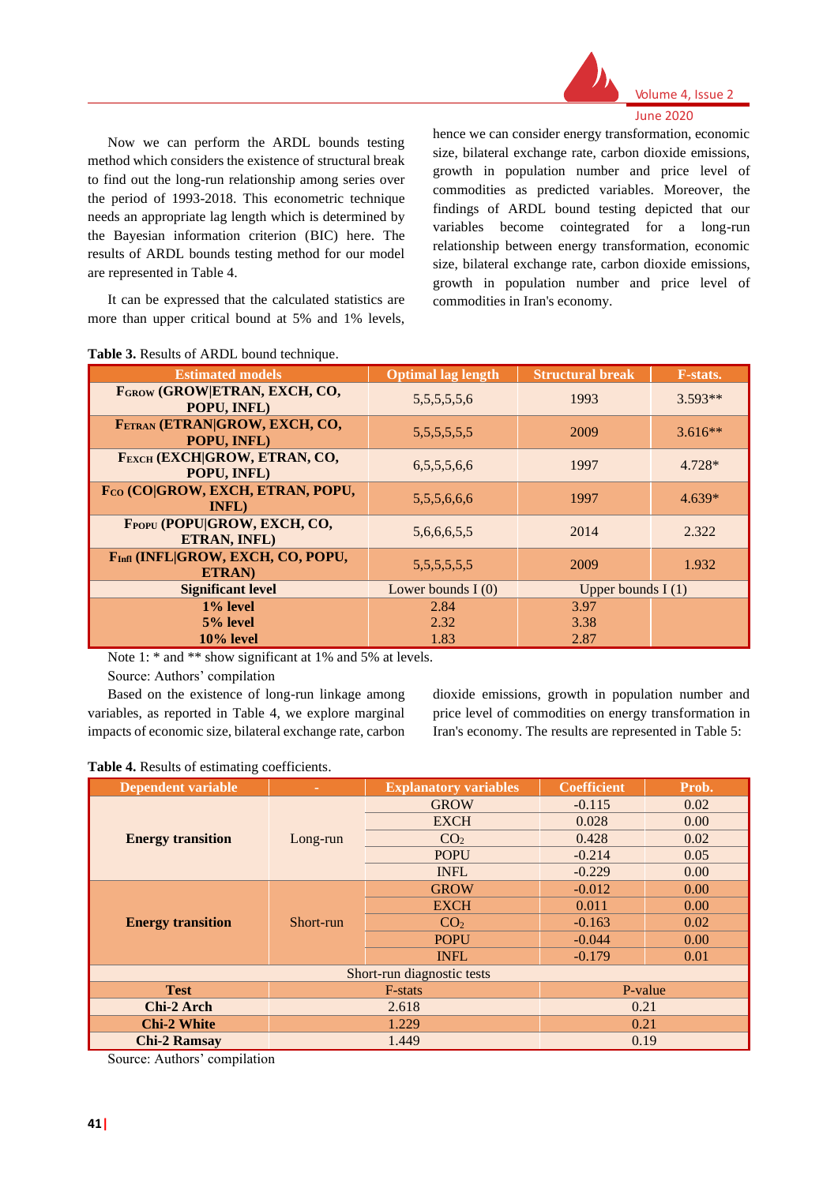Now we can perform the ARDL bounds testing method which considers the existence of structural break to find out the long-run relationship among series over the period of 1993-2018. This econometric technique needs an appropriate lag length which is determined by the Bayesian information criterion (BIC) here. The results of ARDL bounds testing method for our model are represented in Table 4.

It can be expressed that the calculated statistics are more than upper critical bound at 5% and 1% levels, hence we can consider energy transformation, economic size, bilateral exchange rate, carbon dioxide emissions, growth in population number and price level of commodities as predicted variables. Moreover, the findings of ARDL bound testing depicted that our variables become cointegrated for a long-run relationship between energy transformation, economic size, bilateral exchange rate, carbon dioxide emissions, growth in population number and price level of commodities in Iran's economy.

**Table 3.** Results of ARDL bound technique.

| Estimated models | Optimal lag length | Structural break | F-stats. |
|---|---|---|---|
| $F_{GROW}$ (GROW\|ETRAN, EXCH, CO, POPU, INFL) | 5,5,5,5,5,6 | 1993 | 3.593** |
| $F_{ETRAN}$ (ETRAN\|GROW, EXCH, CO, POPU, INFL) | 5,5,5,5,5,5 | 2009 | 3.616** |
| $F_{EXCH}$ (EXCH\|GROW, ETRAN, CO, POPU, INFL) | 6,5,5,5,6,6 | 1997 | 4.728* |
| $F_{CO}$ (CO\|GROW, EXCH, ETRAN, POPU, INFL) | 5,5,5,6,6,6 | 1997 | 4.639* |
| $F_{POPU}$ (POPU\|GROW, EXCH, CO, ETRAN, INFL) | 5,6,6,6,5,5 | 2014 | 2.322 |
| $F_{Infl}$ (INFL\|GROW, EXCH, CO, POPU, ETRAN) | 5,5,5,5,5,5 | 2009 | 1.932 |
| **Significant level** | Lower bounds I (0) | Upper bounds I (1) | |
| **1% level** | 2.84 | 3.97 | |
| **5% level** | 2.32 | 3.38 | |
| **10% level** | 1.83 | 2.87 | |

Note 1: * and ** show significant at 1% and 5% at levels.

Source: Authors' compilation

Based on the existence of long-run linkage among variables, as reported in Table 4, we explore marginal impacts of economic size, bilateral exchange rate, carbon dioxide emissions, growth in population number and price level of commodities on energy transformation in Iran's economy. The results are represented in Table 5:

**Table 4.** Results of estimating coefficients.

| Dependent variable | - | Explanatory variables | Coefficient | Prob. |
|---|---|---|---|---|
| **Energy transition** | Long-run | GROW | -0.115 | 0.02 |
| | | EXCH | 0.028 | 0.00 |
| | | $CO_2$ | 0.428 | 0.02 |
| | | POPU | -0.214 | 0.05 |
| | | INFL | -0.229 | 0.00 |
| **Energy transition** | Short-run | GROW | -0.012 | 0.00 |
| | | EXCH | 0.011 | 0.00 |
| | | $CO_2$ | -0.163 | 0.02 |
| | | POPU | -0.044 | 0.00 |
| | | INFL | -0.179 | 0.01 |
| Short-run diagnostic tests | | | | |
| **Test** | F-stats | | P-value | |
| **Chi-2 Arch** | 2.618 | | 0.21 | |
| **Chi-2 White** | 1.229 | | 0.21 | |
| **Chi-2 Ramsay** | 1.449 | | 0.19 | |

Source: Authors' compilation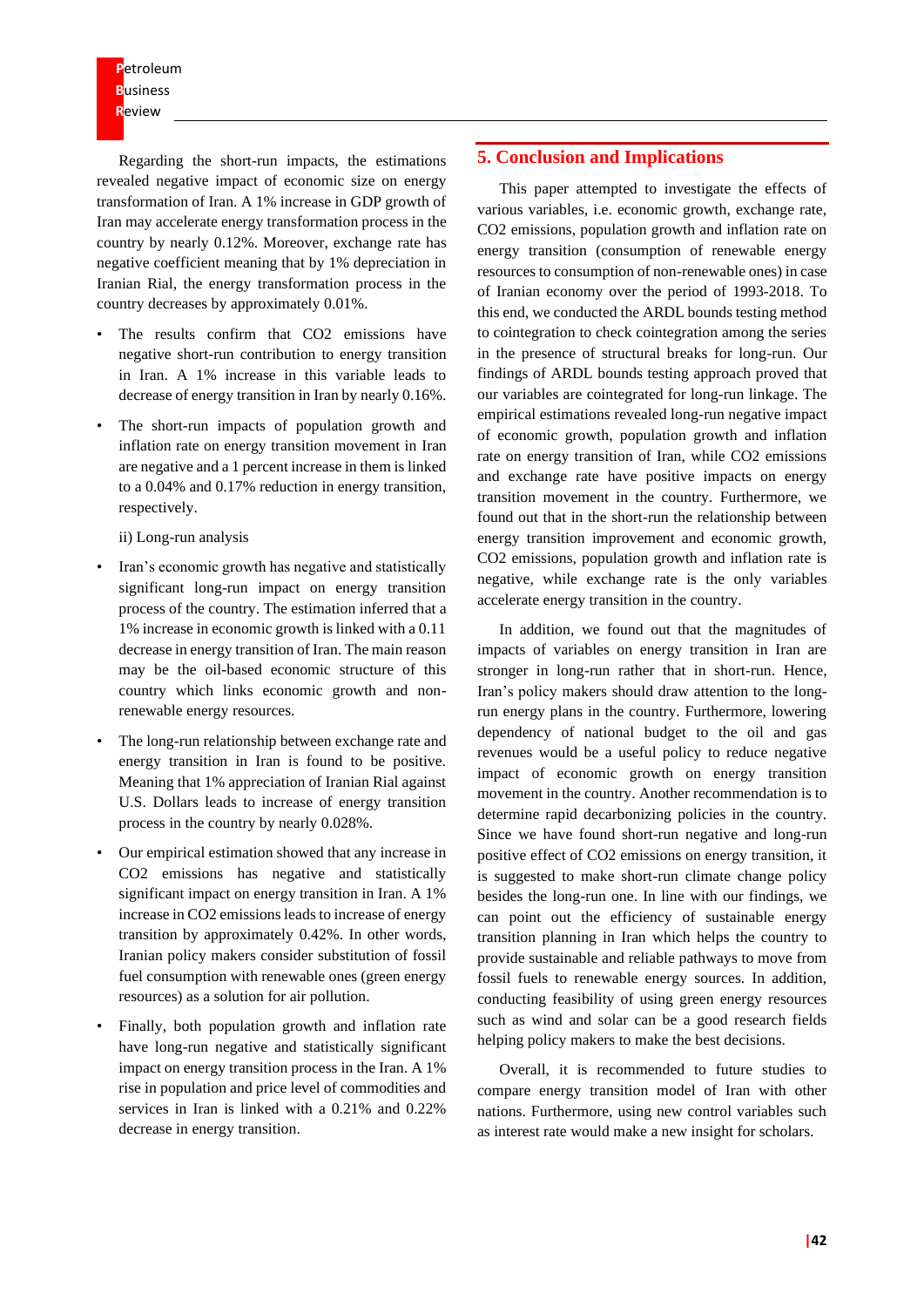Regarding the short-run impacts, the estimations revealed negative impact of economic size on energy transformation of Iran. A 1% increase in GDP growth of Iran may accelerate energy transformation process in the country by nearly 0.12%. Moreover, exchange rate has negative coefficient meaning that by 1% depreciation in Iranian Rial, the energy transformation process in the country decreases by approximately 0.01%.

- The results confirm that $CO_2$ emissions have negative short-run contribution to energy transition in Iran. A 1% increase in this variable leads to decrease of energy transition in Iran by nearly 0.16%.
- The short-run impacts of population growth and inflation rate on energy transition movement in Iran are negative and a 1 percent increase in them is linked to a 0.04% and 0.17% reduction in energy transition, respectively.

ii) Long-run analysis

- Iran's economic growth has negative and statistically significant long-run impact on energy transition process of the country. The estimation inferred that a 1% increase in economic growth is linked with a 0.11 decrease in energy transition of Iran. The main reason may be the oil-based economic structure of this country which links economic growth and non-renewable energy resources.
- The long-run relationship between exchange rate and energy transition in Iran is found to be positive. Meaning that 1% appreciation of Iranian Rial against U.S. Dollars leads to increase of energy transition process in the country by nearly 0.028%.
- Our empirical estimation showed that any increase in $CO_2$ emissions has negative and statistically significant impact on energy transition in Iran. A 1% increase in $CO_2$ emissions leads to increase of energy transition by approximately 0.42%. In other words, Iranian policy makers consider substitution of fossil fuel consumption with renewable ones (green energy resources) as a solution for air pollution.
- Finally, both population growth and inflation rate have long-run negative and statistically significant impact on energy transition process in the Iran. A 1% rise in population and price level of commodities and services in Iran is linked with a 0.21% and 0.22% decrease in energy transition.

## 5. Conclusion and Implications

This paper attempted to investigate the effects of various variables, i.e. economic growth, exchange rate, $CO_2$ emissions, population growth and inflation rate on energy transition (consumption of renewable energy resources to consumption of non-renewable ones) in case of Iranian economy over the period of 1993-2018. To this end, we conducted the ARDL bounds testing method to cointegration to check cointegration among the series in the presence of structural breaks for long-run. Our findings of ARDL bounds testing approach proved that our variables are cointegrated for long-run linkage. The empirical estimations revealed long-run negative impact of economic growth, population growth and inflation rate on energy transition of Iran, while $CO_2$ emissions and exchange rate have positive impacts on energy transition movement in the country. Furthermore, we found out that in the short-run the relationship between energy transition improvement and economic growth, $CO_2$ emissions, population growth and inflation rate is negative, while exchange rate is the only variables accelerate energy transition in the country.

In addition, we found out that the magnitudes of impacts of variables on energy transition in Iran are stronger in long-run rather that in short-run. Hence, Iran's policy makers should draw attention to the long-run energy plans in the country. Furthermore, lowering dependency of national budget to the oil and gas revenues would be a useful policy to reduce negative impact of economic growth on energy transition movement in the country. Another recommendation is to determine rapid decarbonizing policies in the country. Since we have found short-run negative and long-run positive effect of $CO_2$ emissions on energy transition, it is suggested to make short-run climate change policy besides the long-run one. In line with our findings, we can point out the efficiency of sustainable energy transition planning in Iran which helps the country to provide sustainable and reliable pathways to move from fossil fuels to renewable energy sources. In addition, conducting feasibility of using green energy resources such as wind and solar can be a good research fields helping policy makers to make the best decisions.

Overall, it is recommended to future studies to compare energy transition model of Iran with other nations. Furthermore, using new control variables such as interest rate would make a new insight for scholars.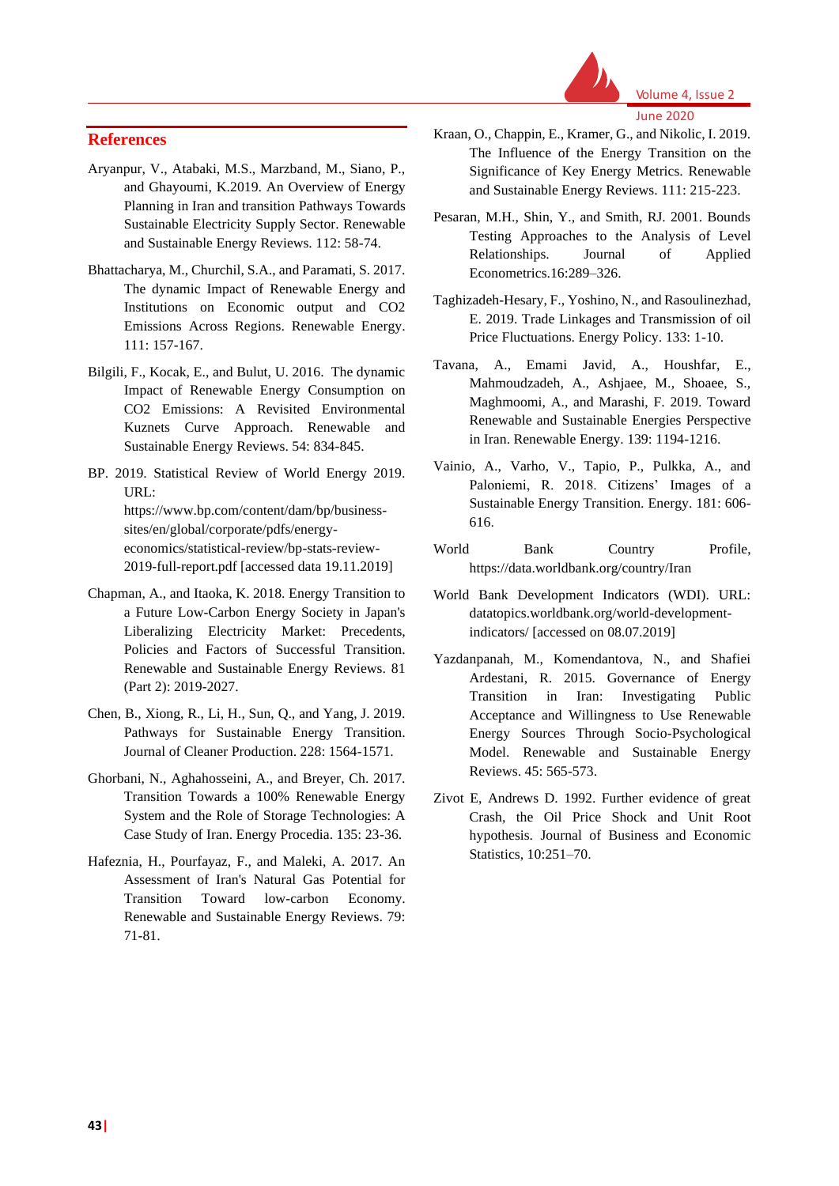## References

Aryanpur, V., Atabaki, M.S., Marzband, M., Siano, P., and Ghayoumi, K.2019. An Overview of Energy Planning in Iran and transition Pathways Towards Sustainable Electricity Supply Sector. Renewable and Sustainable Energy Reviews. 112: 58-74.

Bhattacharya, M., Churchil, S.A., and Paramati, S. 2017. The dynamic Impact of Renewable Energy and Institutions on Economic output and CO2 Emissions Across Regions. Renewable Energy. 111: 157-167.

Bilgili, F., Kocak, E., and Bulut, U. 2016. The dynamic Impact of Renewable Energy Consumption on CO2 Emissions: A Revisited Environmental Kuznets Curve Approach. Renewable and Sustainable Energy Reviews. 54: 834-845.

BP. 2019. Statistical Review of World Energy 2019. URL: https://www.bp.com/content/dam/bp/business-sites/en/global/corporate/pdfs/energy-economics/statistical-review/bp-stats-review-2019-full-report.pdf [accessed data 19.11.2019]

Chapman, A., and Itaoka, K. 2018. Energy Transition to a Future Low-Carbon Energy Society in Japan's Liberalizing Electricity Market: Precedents, Policies and Factors of Successful Transition. Renewable and Sustainable Energy Reviews. 81 (Part 2): 2019-2027.

Chen, B., Xiong, R., Li, H., Sun, Q., and Yang, J. 2019. Pathways for Sustainable Energy Transition. Journal of Cleaner Production. 228: 1564-1571.

Ghorbani, N., Aghahosseini, A., and Breyer, Ch. 2017. Transition Towards a 100% Renewable Energy System and the Role of Storage Technologies: A Case Study of Iran. Energy Procedia. 135: 23-36.

Hafeznia, H., Pourfayaz, F., and Maleki, A. 2017. An Assessment of Iran's Natural Gas Potential for Transition Toward low-carbon Economy. Renewable and Sustainable Energy Reviews. 79: 71-81.

Kraan, O., Chappin, E., Kramer, G., and Nikolic, I. 2019. The Influence of the Energy Transition on the Significance of Key Energy Metrics. Renewable and Sustainable Energy Reviews. 111: 215-223.

Pesaran, M.H., Shin, Y., and Smith, RJ. 2001. Bounds Testing Approaches to the Analysis of Level Relationships. Journal of Applied Econometrics.16:289–326.

Taghizadeh-Hesary, F., Yoshino, N., and Rasoulinezhad, E. 2019. Trade Linkages and Transmission of oil Price Fluctuations. Energy Policy. 133: 1-10.

Tavana, A., Emami Javid, A., Houshfar, E., Mahmoudzadeh, A., Ashjaee, M., Shoaee, S., Maghmoomi, A., and Marashi, F. 2019. Toward Renewable and Sustainable Energies Perspective in Iran. Renewable Energy. 139: 1194-1216.

Vainio, A., Varho, V., Tapio, P., Pulkka, A., and Paloniemi, R. 2018. Citizens' Images of a Sustainable Energy Transition. Energy. 181: 606-616.

World Bank Country Profile, https://data.worldbank.org/country/Iran

World Bank Development Indicators (WDI). URL: datatopics.worldbank.org/world-development-indicators/ [accessed on 08.07.2019]

Yazdanpanah, M., Komendantova, N., and Shafiei Ardestani, R. 2015. Governance of Energy Transition in Iran: Investigating Public Acceptance and Willingness to Use Renewable Energy Sources Through Socio-Psychological Model. Renewable and Sustainable Energy Reviews. 45: 565-573.

Zivot E, Andrews D. 1992. Further evidence of great Crash, the Oil Price Shock and Unit Root hypothesis. Journal of Business and Economic Statistics, 10:251–70.